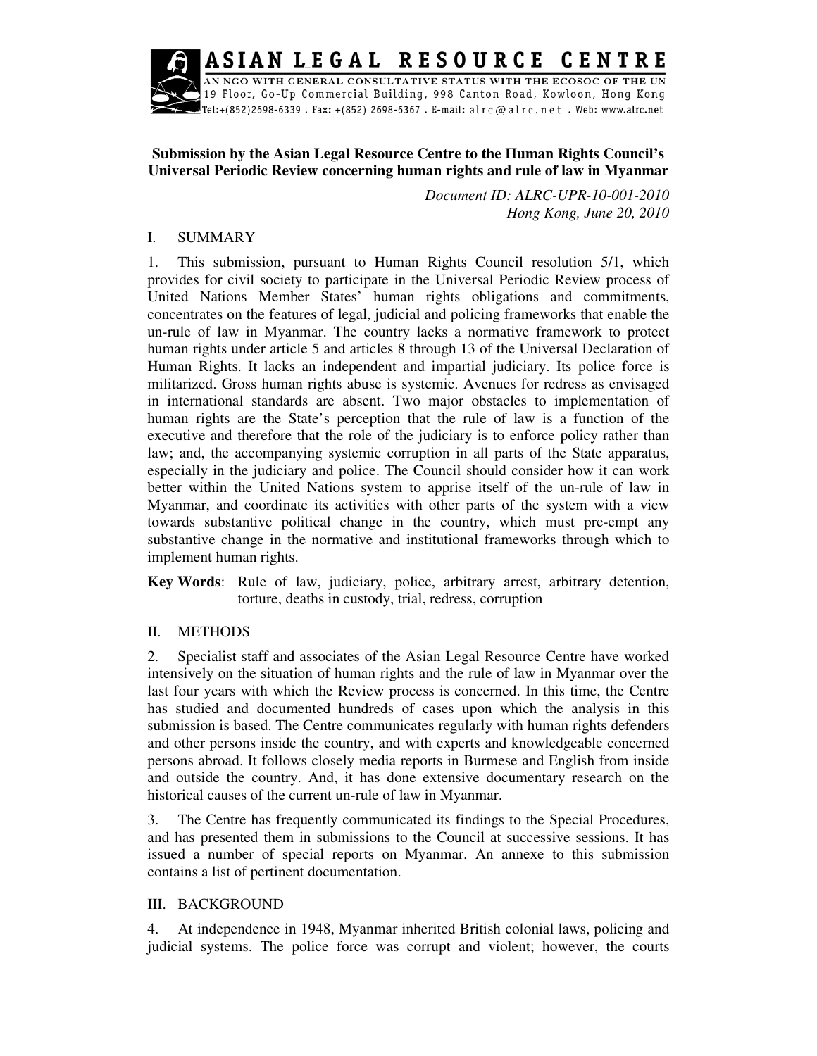**ASIAN LEGAL RESOURCE CENTRE**
AN NGO WITH GENERAL CONSULTATIVE STATUS WITH THE ECOSOC OF THE UN
19 Floor, Go-Up Commercial Building, 998 Canton Road, Kowloon, Hong Kong
Tel:+(852)2698-6339 . Fax: +(852) 2698-6367 . E-mail: alrc@alrc.net . Web: www.alrc.net

**Submission by the Asian Legal Resource Centre to the Human Rights Council's Universal Periodic Review concerning human rights and rule of law in Myanmar**

*Document ID: ALRC-UPR-10-001-2010*
*Hong Kong, June 20, 2010*

## I. SUMMARY

1. This submission, pursuant to Human Rights Council resolution 5/1, which provides for civil society to participate in the Universal Periodic Review process of United Nations Member States' human rights obligations and commitments, concentrates on the features of legal, judicial and policing frameworks that enable the un-rule of law in Myanmar. The country lacks a normative framework to protect human rights under article 5 and articles 8 through 13 of the Universal Declaration of Human Rights. It lacks an independent and impartial judiciary. Its police force is militarized. Gross human rights abuse is systemic. Avenues for redress as envisaged in international standards are absent. Two major obstacles to implementation of human rights are the State's perception that the rule of law is a function of the executive and therefore that the role of the judiciary is to enforce policy rather than law; and, the accompanying systemic corruption in all parts of the State apparatus, especially in the judiciary and police. The Council should consider how it can work better within the United Nations system to apprise itself of the un-rule of law in Myanmar, and coordinate its activities with other parts of the system with a view towards substantive political change in the country, which must pre-empt any substantive change in the normative and institutional frameworks through which to implement human rights.

**Key Words**: Rule of law, judiciary, police, arbitrary arrest, arbitrary detention, torture, deaths in custody, trial, redress, corruption

## II. METHODS

2. Specialist staff and associates of the Asian Legal Resource Centre have worked intensively on the situation of human rights and the rule of law in Myanmar over the last four years with which the Review process is concerned. In this time, the Centre has studied and documented hundreds of cases upon which the analysis in this submission is based. The Centre communicates regularly with human rights defenders and other persons inside the country, and with experts and knowledgeable concerned persons abroad. It follows closely media reports in Burmese and English from inside and outside the country. And, it has done extensive documentary research on the historical causes of the current un-rule of law in Myanmar.

3. The Centre has frequently communicated its findings to the Special Procedures, and has presented them in submissions to the Council at successive sessions. It has issued a number of special reports on Myanmar. An annexe to this submission contains a list of pertinent documentation.

## III. BACKGROUND

4. At independence in 1948, Myanmar inherited British colonial laws, policing and judicial systems. The police force was corrupt and violent; however, the courts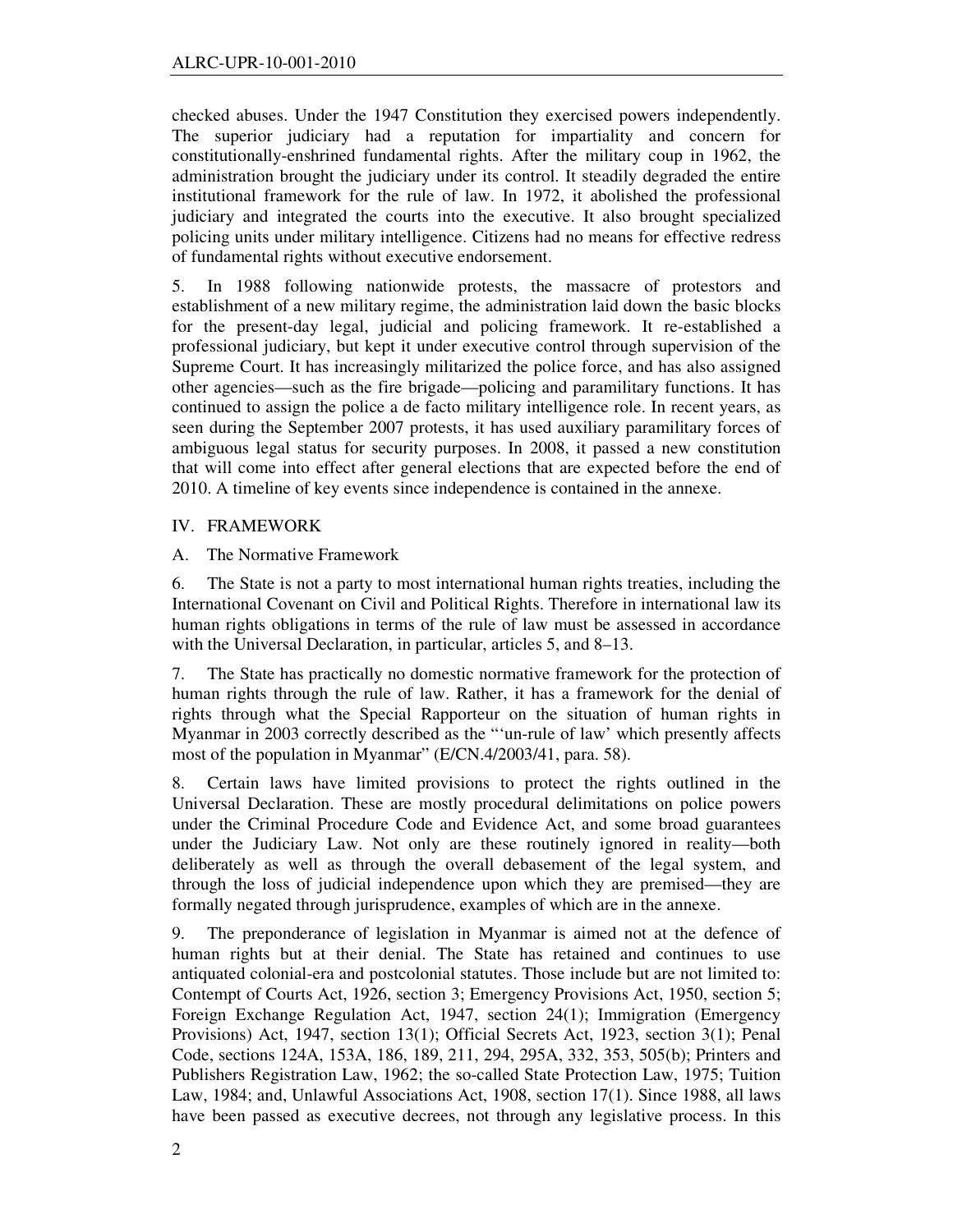checked abuses. Under the 1947 Constitution they exercised powers independently. The superior judiciary had a reputation for impartiality and concern for constitutionally-enshrined fundamental rights. After the military coup in 1962, the administration brought the judiciary under its control. It steadily degraded the entire institutional framework for the rule of law. In 1972, it abolished the professional judiciary and integrated the courts into the executive. It also brought specialized policing units under military intelligence. Citizens had no means for effective redress of fundamental rights without executive endorsement.

5. In 1988 following nationwide protests, the massacre of protestors and establishment of a new military regime, the administration laid down the basic blocks for the present-day legal, judicial and policing framework. It re-established a professional judiciary, but kept it under executive control through supervision of the Supreme Court. It has increasingly militarized the police force, and has also assigned other agencies—such as the fire brigade—policing and paramilitary functions. It has continued to assign the police a de facto military intelligence role. In recent years, as seen during the September 2007 protests, it has used auxiliary paramilitary forces of ambiguous legal status for security purposes. In 2008, it passed a new constitution that will come into effect after general elections that are expected before the end of 2010. A timeline of key events since independence is contained in the annexe.

## IV. FRAMEWORK

### A. The Normative Framework

6. The State is not a party to most international human rights treaties, including the International Covenant on Civil and Political Rights. Therefore in international law its human rights obligations in terms of the rule of law must be assessed in accordance with the Universal Declaration, in particular, articles 5, and 8–13.

7. The State has practically no domestic normative framework for the protection of human rights through the rule of law. Rather, it has a framework for the denial of rights through what the Special Rapporteur on the situation of human rights in Myanmar in 2003 correctly described as the "'un-rule of law' which presently affects most of the population in Myanmar" (E/CN.4/2003/41, para. 58).

8. Certain laws have limited provisions to protect the rights outlined in the Universal Declaration. These are mostly procedural delimitations on police powers under the Criminal Procedure Code and Evidence Act, and some broad guarantees under the Judiciary Law. Not only are these routinely ignored in reality—both deliberately as well as through the overall debasement of the legal system, and through the loss of judicial independence upon which they are premised—they are formally negated through jurisprudence, examples of which are in the annexe.

9. The preponderance of legislation in Myanmar is aimed not at the defence of human rights but at their denial. The State has retained and continues to use antiquated colonial-era and postcolonial statutes. Those include but are not limited to: Contempt of Courts Act, 1926, section 3; Emergency Provisions Act, 1950, section 5; Foreign Exchange Regulation Act, 1947, section 24(1); Immigration (Emergency Provisions) Act, 1947, section 13(1); Official Secrets Act, 1923, section 3(1); Penal Code, sections 124A, 153A, 186, 189, 211, 294, 295A, 332, 353, 505(b); Printers and Publishers Registration Law, 1962; the so-called State Protection Law, 1975; Tuition Law, 1984; and, Unlawful Associations Act, 1908, section 17(1). Since 1988, all laws have been passed as executive decrees, not through any legislative process. In this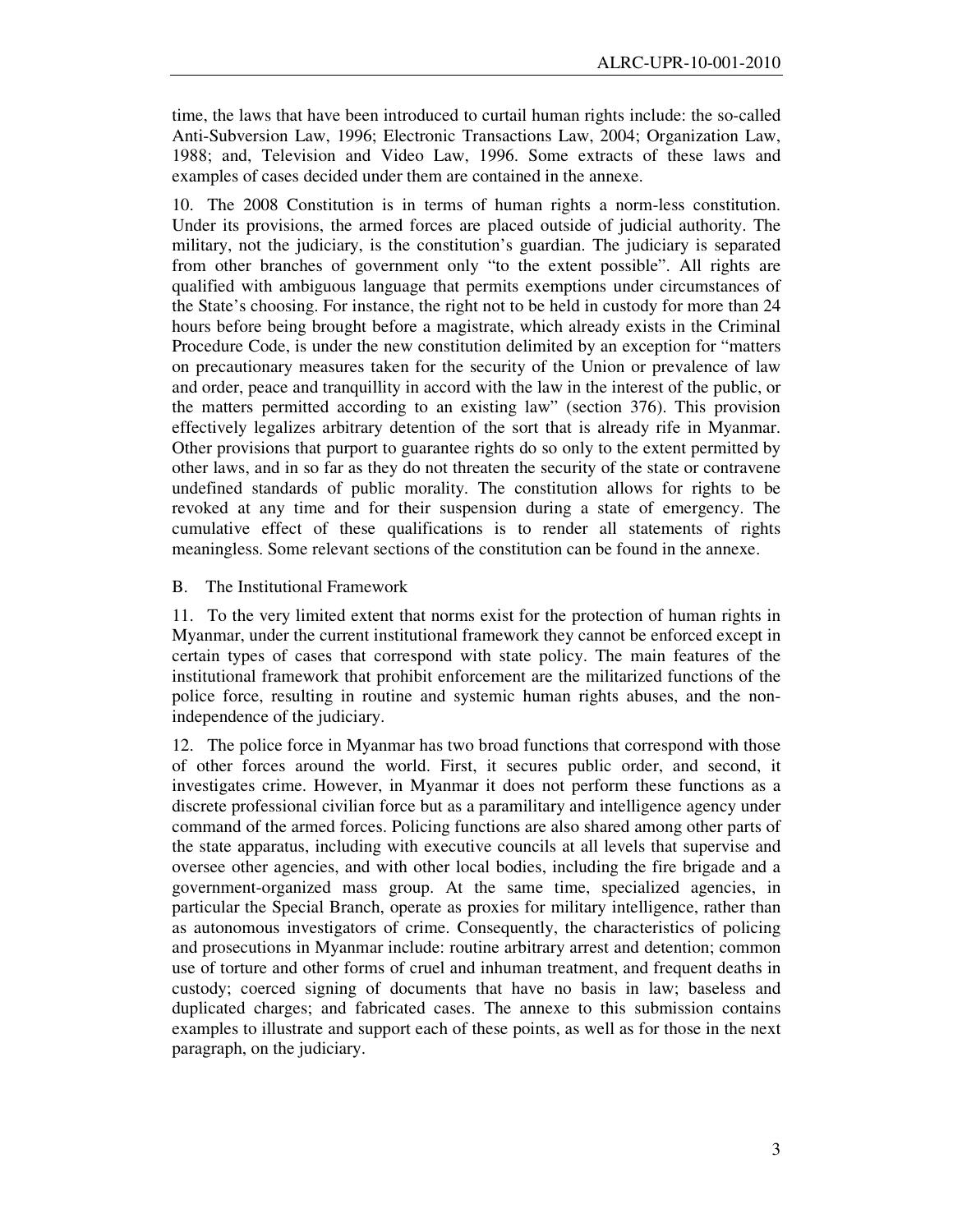time, the laws that have been introduced to curtail human rights include: the so-called Anti-Subversion Law, 1996; Electronic Transactions Law, 2004; Organization Law, 1988; and, Television and Video Law, 1996. Some extracts of these laws and examples of cases decided under them are contained in the annexe.

10. The 2008 Constitution is in terms of human rights a norm-less constitution. Under its provisions, the armed forces are placed outside of judicial authority. The military, not the judiciary, is the constitution's guardian. The judiciary is separated from other branches of government only "to the extent possible". All rights are qualified with ambiguous language that permits exemptions under circumstances of the State's choosing. For instance, the right not to be held in custody for more than 24 hours before being brought before a magistrate, which already exists in the Criminal Procedure Code, is under the new constitution delimited by an exception for "matters on precautionary measures taken for the security of the Union or prevalence of law and order, peace and tranquillity in accord with the law in the interest of the public, or the matters permitted according to an existing law" (section 376). This provision effectively legalizes arbitrary detention of the sort that is already rife in Myanmar. Other provisions that purport to guarantee rights do so only to the extent permitted by other laws, and in so far as they do not threaten the security of the state or contravene undefined standards of public morality. The constitution allows for rights to be revoked at any time and for their suspension during a state of emergency. The cumulative effect of these qualifications is to render all statements of rights meaningless. Some relevant sections of the constitution can be found in the annexe.

## B. The Institutional Framework

11. To the very limited extent that norms exist for the protection of human rights in Myanmar, under the current institutional framework they cannot be enforced except in certain types of cases that correspond with state policy. The main features of the institutional framework that prohibit enforcement are the militarized functions of the police force, resulting in routine and systemic human rights abuses, and the non-independence of the judiciary.

12. The police force in Myanmar has two broad functions that correspond with those of other forces around the world. First, it secures public order, and second, it investigates crime. However, in Myanmar it does not perform these functions as a discrete professional civilian force but as a paramilitary and intelligence agency under command of the armed forces. Policing functions are also shared among other parts of the state apparatus, including with executive councils at all levels that supervise and oversee other agencies, and with other local bodies, including the fire brigade and a government-organized mass group. At the same time, specialized agencies, in particular the Special Branch, operate as proxies for military intelligence, rather than as autonomous investigators of crime. Consequently, the characteristics of policing and prosecutions in Myanmar include: routine arbitrary arrest and detention; common use of torture and other forms of cruel and inhuman treatment, and frequent deaths in custody; coerced signing of documents that have no basis in law; baseless and duplicated charges; and fabricated cases. The annexe to this submission contains examples to illustrate and support each of these points, as well as for those in the next paragraph, on the judiciary.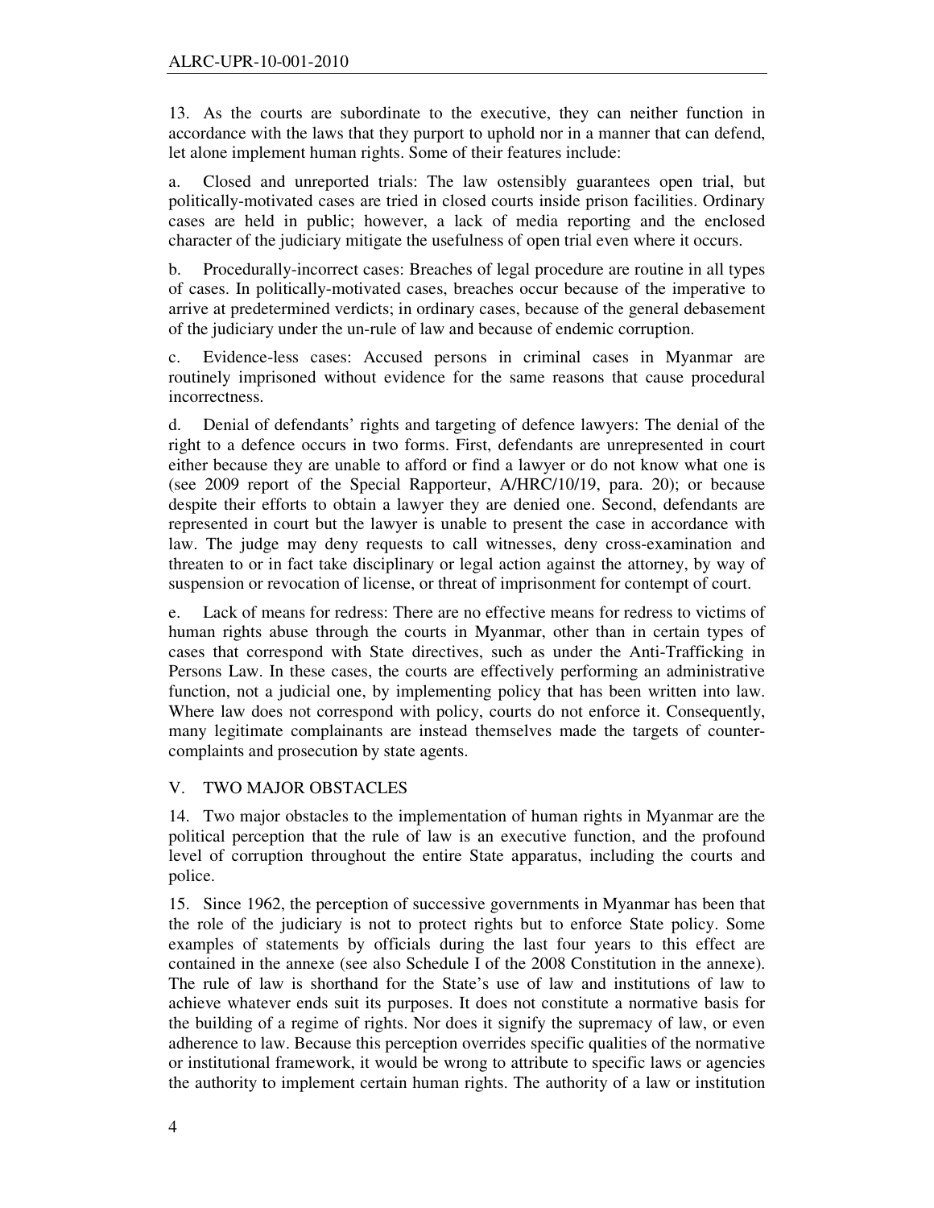13. As the courts are subordinate to the executive, they can neither function in accordance with the laws that they purport to uphold nor in a manner that can defend, let alone implement human rights. Some of their features include:

a. Closed and unreported trials: The law ostensibly guarantees open trial, but politically-motivated cases are tried in closed courts inside prison facilities. Ordinary cases are held in public; however, a lack of media reporting and the enclosed character of the judiciary mitigate the usefulness of open trial even where it occurs.

b. Procedurally-incorrect cases: Breaches of legal procedure are routine in all types of cases. In politically-motivated cases, breaches occur because of the imperative to arrive at predetermined verdicts; in ordinary cases, because of the general debasement of the judiciary under the un-rule of law and because of endemic corruption.

c. Evidence-less cases: Accused persons in criminal cases in Myanmar are routinely imprisoned without evidence for the same reasons that cause procedural incorrectness.

d. Denial of defendants' rights and targeting of defence lawyers: The denial of the right to a defence occurs in two forms. First, defendants are unrepresented in court either because they are unable to afford or find a lawyer or do not know what one is (see 2009 report of the Special Rapporteur, A/HRC/10/19, para. 20); or because despite their efforts to obtain a lawyer they are denied one. Second, defendants are represented in court but the lawyer is unable to present the case in accordance with law. The judge may deny requests to call witnesses, deny cross-examination and threaten to or in fact take disciplinary or legal action against the attorney, by way of suspension or revocation of license, or threat of imprisonment for contempt of court.

e. Lack of means for redress: There are no effective means for redress to victims of human rights abuse through the courts in Myanmar, other than in certain types of cases that correspond with State directives, such as under the Anti-Trafficking in Persons Law. In these cases, the courts are effectively performing an administrative function, not a judicial one, by implementing policy that has been written into law. Where law does not correspond with policy, courts do not enforce it. Consequently, many legitimate complainants are instead themselves made the targets of counter-complaints and prosecution by state agents.

## V. TWO MAJOR OBSTACLES

14. Two major obstacles to the implementation of human rights in Myanmar are the political perception that the rule of law is an executive function, and the profound level of corruption throughout the entire State apparatus, including the courts and police.

15. Since 1962, the perception of successive governments in Myanmar has been that the role of the judiciary is not to protect rights but to enforce State policy. Some examples of statements by officials during the last four years to this effect are contained in the annexe (see also Schedule I of the 2008 Constitution in the annexe). The rule of law is shorthand for the State's use of law and institutions of law to achieve whatever ends suit its purposes. It does not constitute a normative basis for the building of a regime of rights. Nor does it signify the supremacy of law, or even adherence to law. Because this perception overrides specific qualities of the normative or institutional framework, it would be wrong to attribute to specific laws or agencies the authority to implement certain human rights. The authority of a law or institution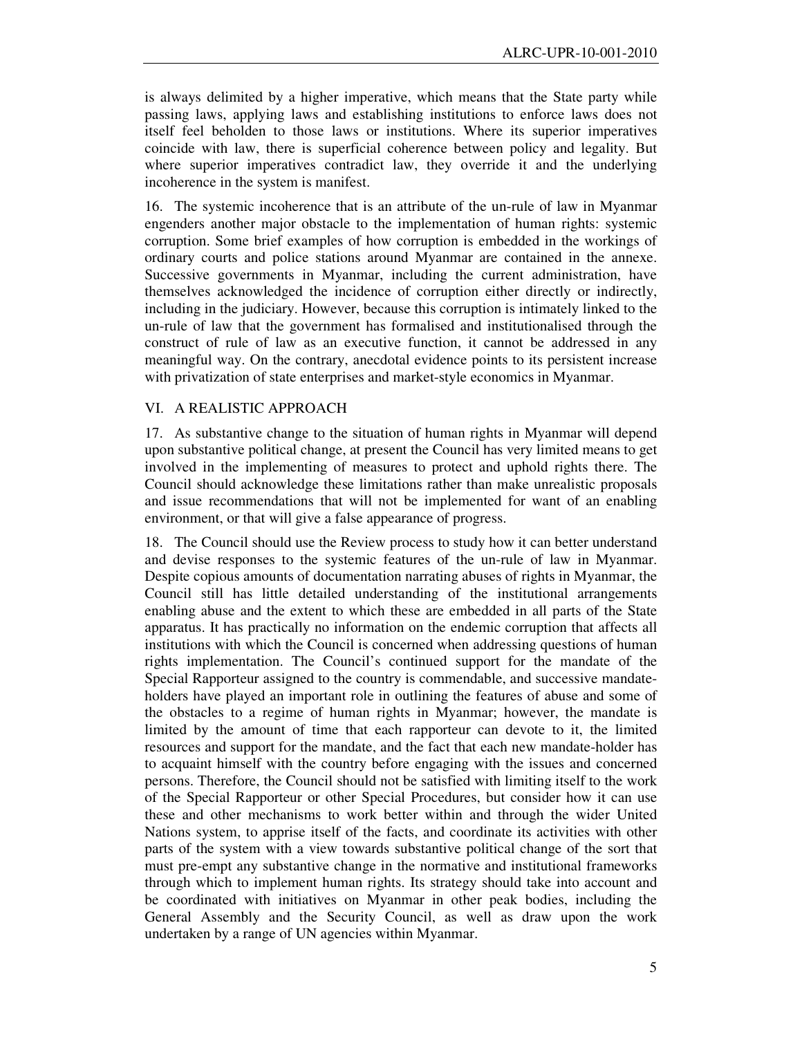is always delimited by a higher imperative, which means that the State party while passing laws, applying laws and establishing institutions to enforce laws does not itself feel beholden to those laws or institutions. Where its superior imperatives coincide with law, there is superficial coherence between policy and legality. But where superior imperatives contradict law, they override it and the underlying incoherence in the system is manifest.

16. The systemic incoherence that is an attribute of the un-rule of law in Myanmar engenders another major obstacle to the implementation of human rights: systemic corruption. Some brief examples of how corruption is embedded in the workings of ordinary courts and police stations around Myanmar are contained in the annexe. Successive governments in Myanmar, including the current administration, have themselves acknowledged the incidence of corruption either directly or indirectly, including in the judiciary. However, because this corruption is intimately linked to the un-rule of law that the government has formalised and institutionalised through the construct of rule of law as an executive function, it cannot be addressed in any meaningful way. On the contrary, anecdotal evidence points to its persistent increase with privatization of state enterprises and market-style economics in Myanmar.

## VI. A REALISTIC APPROACH

17. As substantive change to the situation of human rights in Myanmar will depend upon substantive political change, at present the Council has very limited means to get involved in the implementing of measures to protect and uphold rights there. The Council should acknowledge these limitations rather than make unrealistic proposals and issue recommendations that will not be implemented for want of an enabling environment, or that will give a false appearance of progress.

18. The Council should use the Review process to study how it can better understand and devise responses to the systemic features of the un-rule of law in Myanmar. Despite copious amounts of documentation narrating abuses of rights in Myanmar, the Council still has little detailed understanding of the institutional arrangements enabling abuse and the extent to which these are embedded in all parts of the State apparatus. It has practically no information on the endemic corruption that affects all institutions with which the Council is concerned when addressing questions of human rights implementation. The Council's continued support for the mandate of the Special Rapporteur assigned to the country is commendable, and successive mandate-holders have played an important role in outlining the features of abuse and some of the obstacles to a regime of human rights in Myanmar; however, the mandate is limited by the amount of time that each rapporteur can devote to it, the limited resources and support for the mandate, and the fact that each new mandate-holder has to acquaint himself with the country before engaging with the issues and concerned persons. Therefore, the Council should not be satisfied with limiting itself to the work of the Special Rapporteur or other Special Procedures, but consider how it can use these and other mechanisms to work better within and through the wider United Nations system, to apprise itself of the facts, and coordinate its activities with other parts of the system with a view towards substantive political change of the sort that must pre-empt any substantive change in the normative and institutional frameworks through which to implement human rights. Its strategy should take into account and be coordinated with initiatives on Myanmar in other peak bodies, including the General Assembly and the Security Council, as well as draw upon the work undertaken by a range of UN agencies within Myanmar.